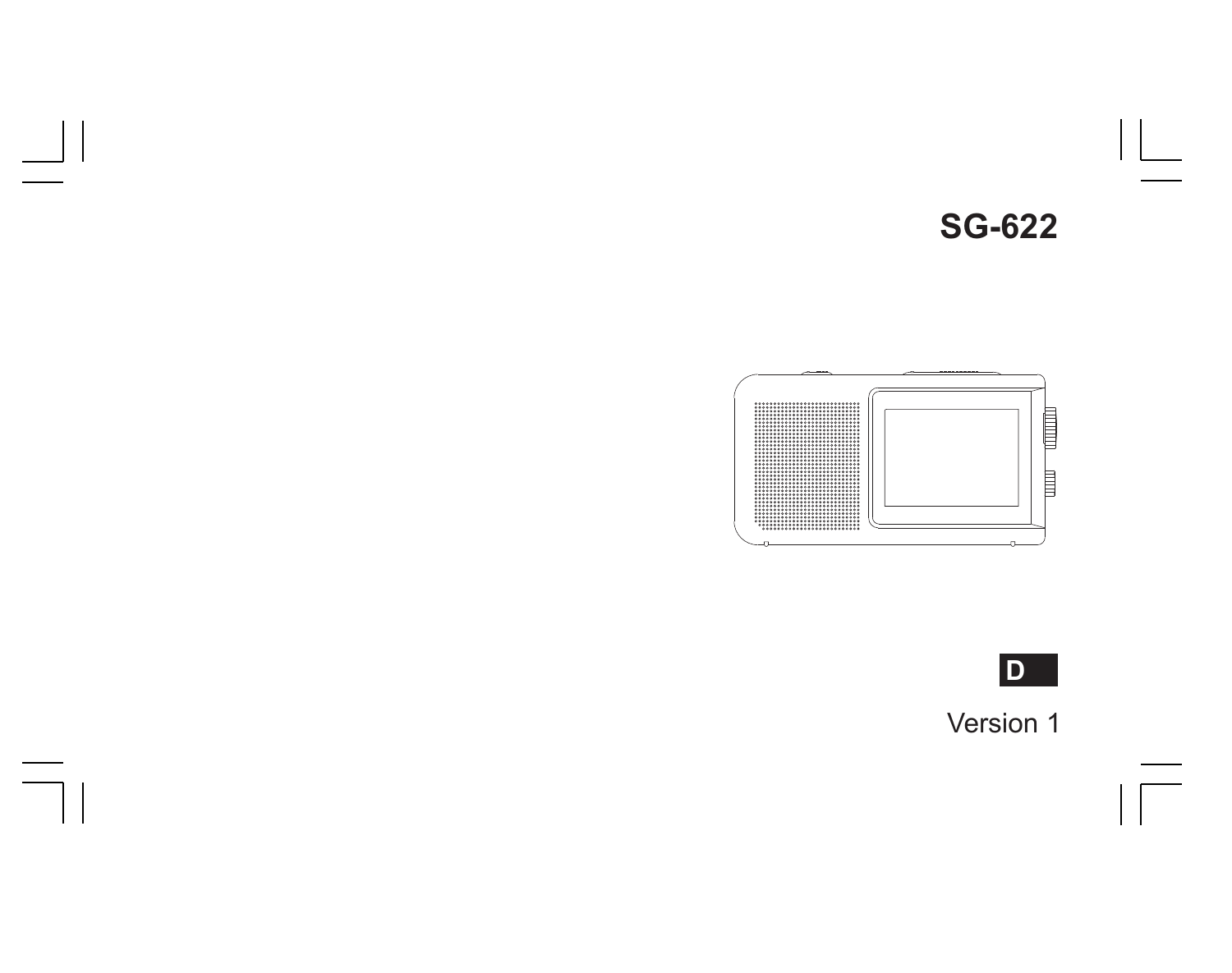# SG-622

D

Version 1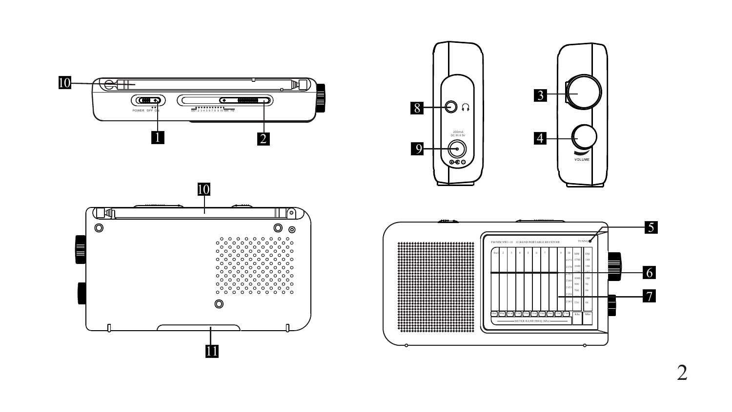10

POWER OFF ON

SW1 2 3 4 5 6 7 8 9 10 MW FM

1 2

8

200mA
DC IN 4.5V

9

3

4

VOLUME

10

11

FM/MW/SW1-10 12 BAND PORTABLE RECEIVER

TUNING

5

6

7

METER BAND FREQ (Mhz)

Khz Mhz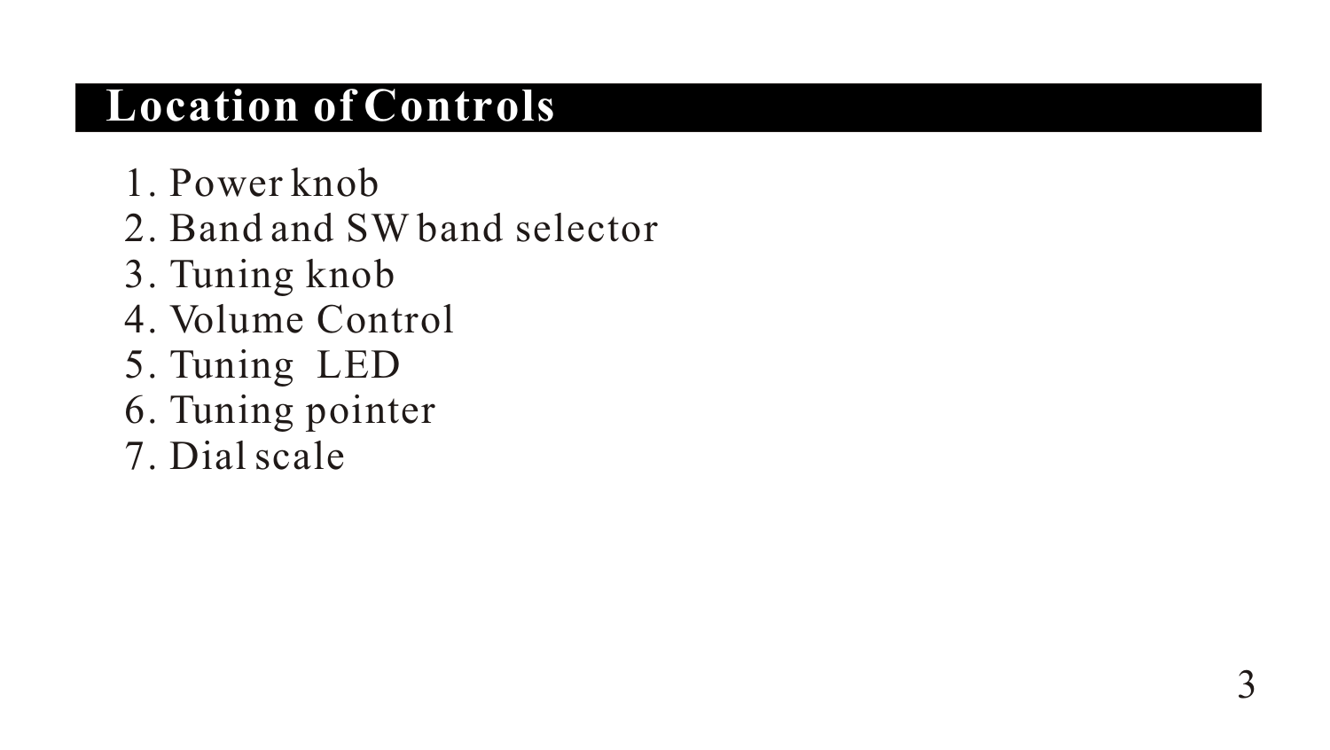## Location of Controls

1. Power knob
2. Band and SW band selector
3. Tuning knob
4. Volume Control
5. Tuning LED
6. Tuning pointer
7. Dial scale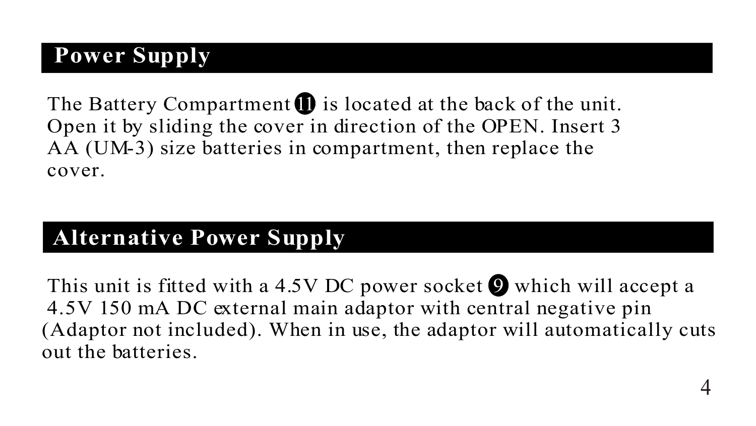## Power Supply

The Battery Compartment ⓫ is located at the back of the unit. Open it by sliding the cover in direction of the OPEN. Insert 3 AA (UM-3) size batteries in compartment, then replace the cover.

## Alternative Power Supply

This unit is fitted with a 4.5V DC power socket ❾ which will accept a 4.5V 150 mA DC external main adaptor with central negative pin (Adaptor not included). When in use, the adaptor will automatically cuts out the batteries.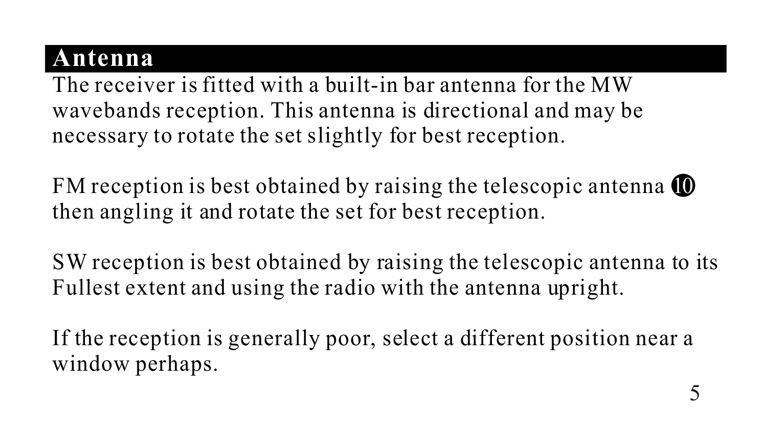## Antenna

The receiver is fitted with a built-in bar antenna for the MW wavebands reception. This antenna is directional and may be necessary to rotate the set slightly for best reception.

FM reception is best obtained by raising the telescopic antenna ❿ then angling it and rotate the set for best reception.

SW reception is best obtained by raising the telescopic antenna to its Fullest extent and using the radio with the antenna upright.

If the reception is generally poor, select a different position near a window perhaps.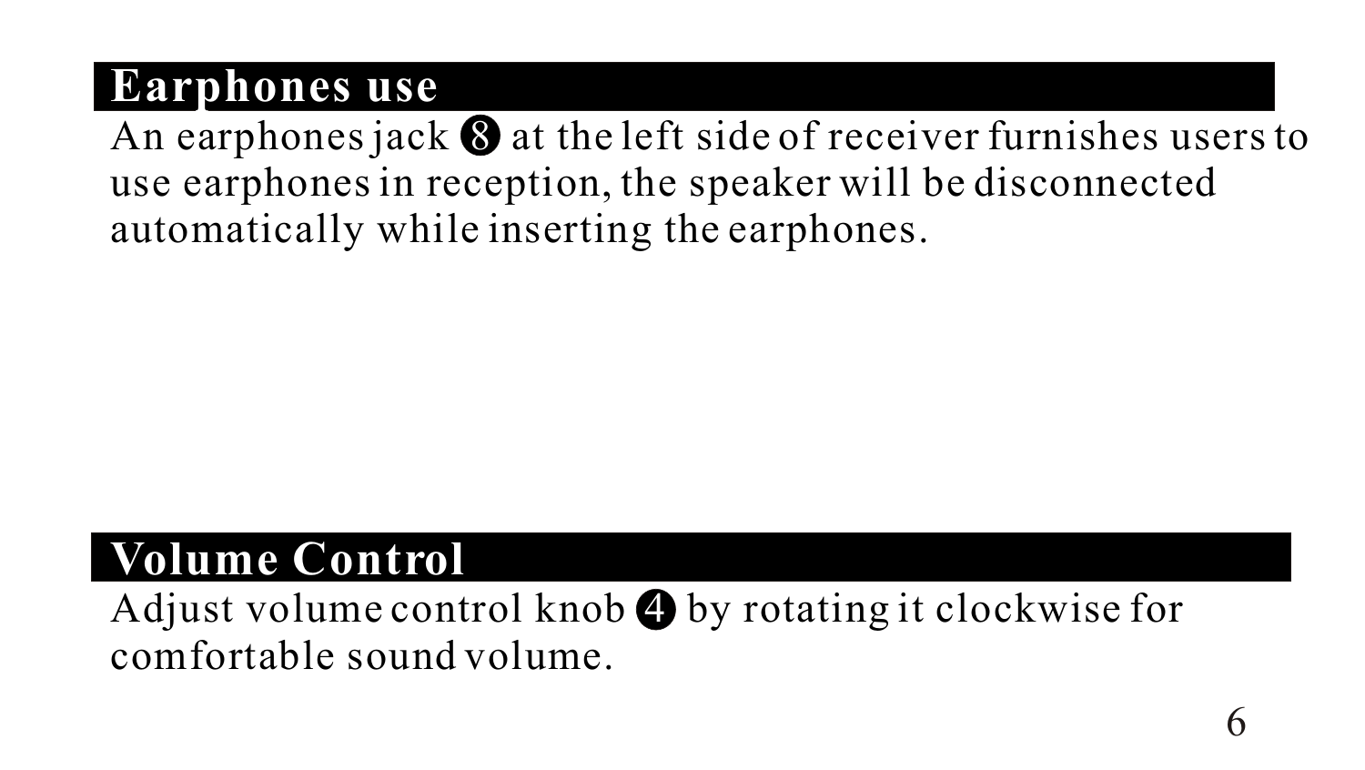## Earphones use

An earphones jack ❽ at the left side of receiver furnishes users to use earphones in reception, the speaker will be disconnected automatically while inserting the earphones.

## Volume Control

Adjust volume control knob ❹ by rotating it clockwise for comfortable sound volume.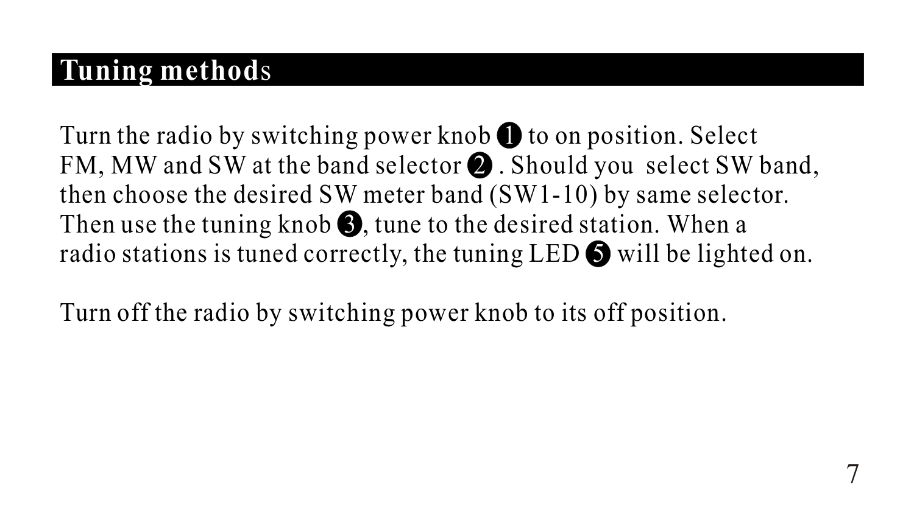## Tuning methods

Turn the radio by switching power knob ❶ to on position. Select FM, MW and SW at the band selector ❷ . Should you select SW band, then choose the desired SW meter band (SW1-10) by same selector. Then use the tuning knob ❸, tune to the desired station. When a radio stations is tuned correctly, the tuning LED ❺ will be lighted on.

Turn off the radio by switching power knob to its off position.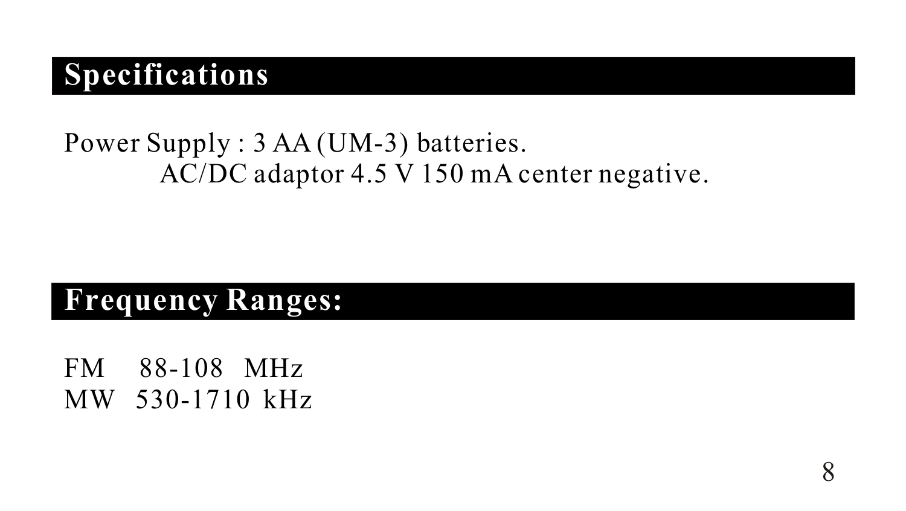## Specifications

Power Supply : 3 AA (UM-3) batteries.
AC/DC adaptor 4.5 V 150 mA center negative.

## Frequency Ranges:

FM 88-108 MHz
MW 530-1710 kHz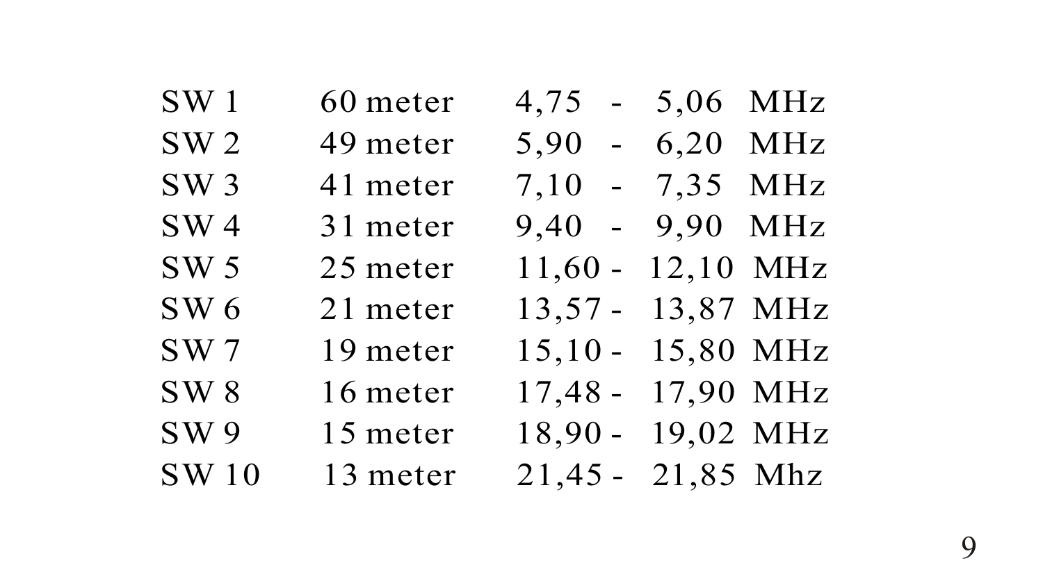| | | |
|---|---|---|
| SW 1 | 60 meter | 4,75 - 5,06 MHz |
| SW 2 | 49 meter | 5,90 - 6,20 MHz |
| SW 3 | 41 meter | 7,10 - 7,35 MHz |
| SW 4 | 31 meter | 9,40 - 9,90 MHz |
| SW 5 | 25 meter | 11,60 - 12,10 MHz |
| SW 6 | 21 meter | 13,57 - 13,87 MHz |
| SW 7 | 19 meter | 15,10 - 15,80 MHz |
| SW 8 | 16 meter | 17,48 - 17,90 MHz |
| SW 9 | 15 meter | 18,90 - 19,02 MHz |
| SW 10 | 13 meter | 21,45 - 21,85 Mhz |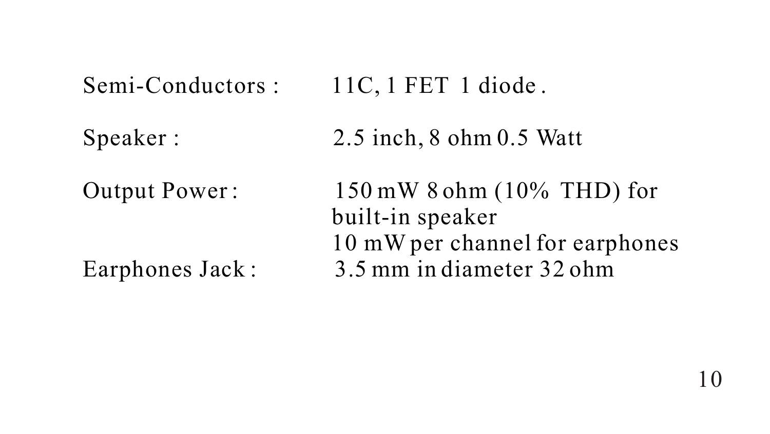| | |
|---|---|
| Semi-Conductors : | 11C, 1 FET 1 diode . |
| Speaker : | 2.5 inch, 8 ohm 0.5 Watt |
| Output Power : | 150 mW 8 ohm (10% THD) for built-in speaker<br>10 mW per channel for earphones |
| Earphones Jack : | 3.5 mm in diameter 32 ohm |